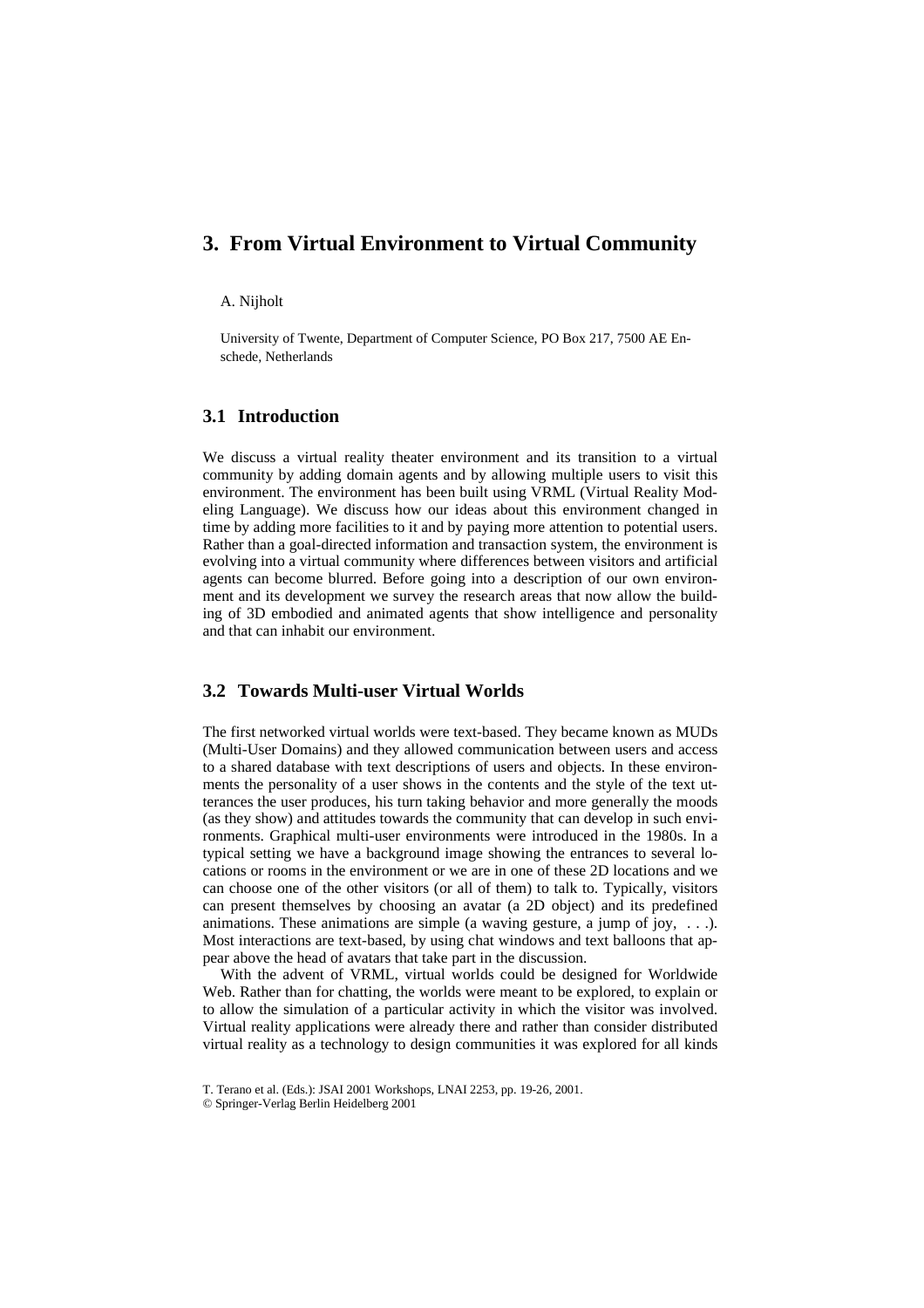# 3. From Virtual Environment to Virtual Community

A. Nijholt

University of Twente, Department of Computer Science, PO Box 217, 7500 AE Enschede, Netherlands

## 3.1 Introduction

We discuss a virtual reality theater environment and its transition to a virtual community by adding domain agents and by allowing multiple users to visit this environment. The environment has been built using VRML (Virtual Reality Modeling Language). We discuss how our ideas about this environment changed in time by adding more facilities to it and by paying more attention to potential users. Rather than a goal-directed information and transaction system, the environment is evolving into a virtual community where differences between visitors and artificial agents can become blurred. Before going into a description of our own environment and its development we survey the research areas that now allow the building of 3D embodied and animated agents that show intelligence and personality and that can inhabit our environment.

## 3.2 Towards Multi-user Virtual Worlds

The first networked virtual worlds were text-based. They became known as MUDs (Multi-User Domains) and they allowed communication between users and access to a shared database with text descriptions of users and objects. In these environments the personality of a user shows in the contents and the style of the text utterances the user produces, his turn taking behavior and more generally the moods (as they show) and attitudes towards the community that can develop in such environments. Graphical multi-user environments were introduced in the 1980s. In a typical setting we have a background image showing the entrances to several locations or rooms in the environment or we are in one of these 2D locations and we can choose one of the other visitors (or all of them) to talk to. Typically, visitors can present themselves by choosing an avatar (a 2D object) and its predefined animations. These animations are simple (a waving gesture, a jump of joy, . . .). Most interactions are text-based, by using chat windows and text balloons that appear above the head of avatars that take part in the discussion.

With the advent of VRML, virtual worlds could be designed for Worldwide Web. Rather than for chatting, the worlds were meant to be explored, to explain or to allow the simulation of a particular activity in which the visitor was involved. Virtual reality applications were already there and rather than consider distributed virtual reality as a technology to design communities it was explored for all kinds

T. Terano et al. (Eds.): JSAI 2001 Workshops, LNAI 2253, pp. 19-26, 2001.
© Springer-Verlag Berlin Heidelberg 2001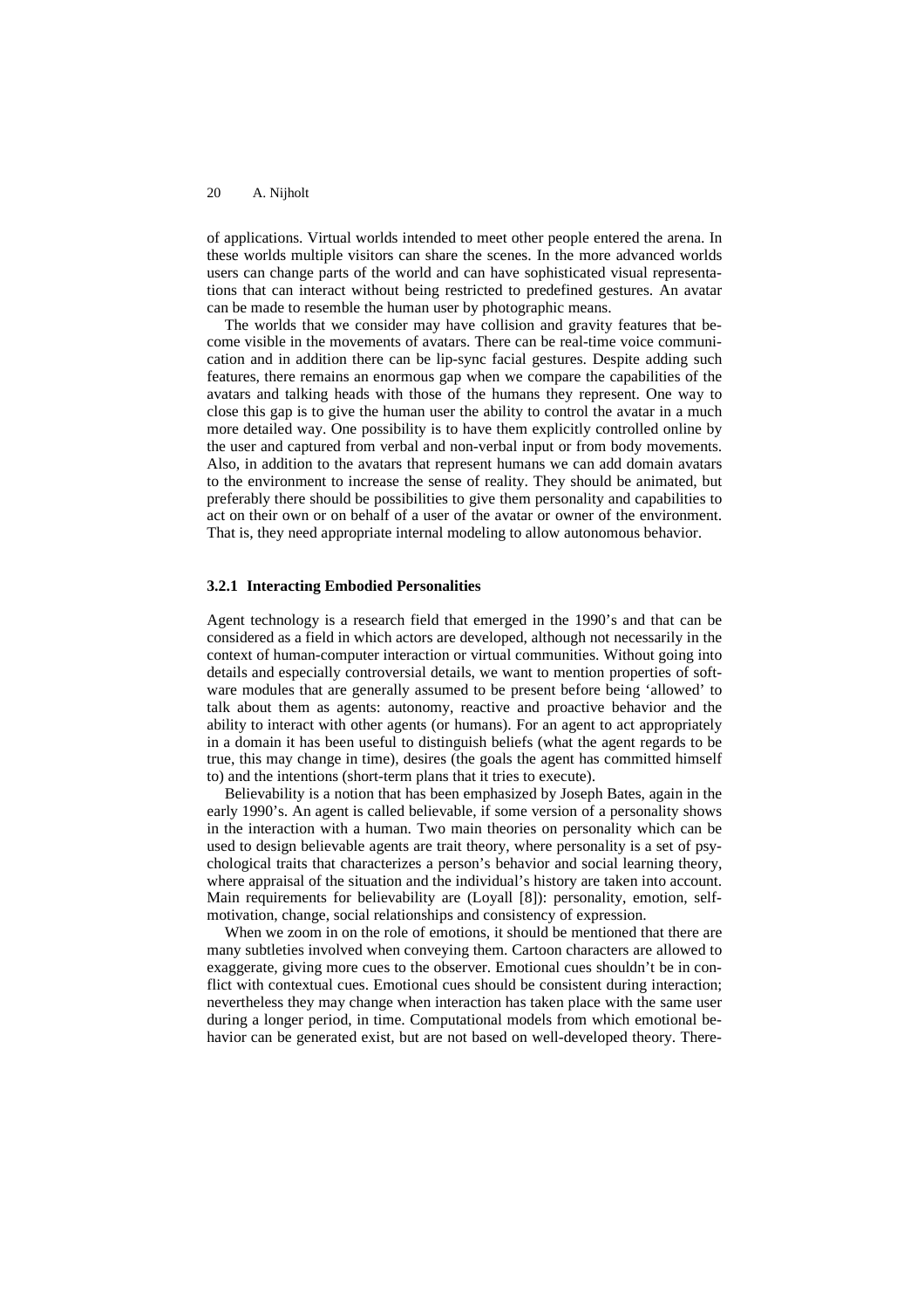of applications. Virtual worlds intended to meet other people entered the arena. In these worlds multiple visitors can share the scenes. In the more advanced worlds users can change parts of the world and can have sophisticated visual representations that can interact without being restricted to predefined gestures. An avatar can be made to resemble the human user by photographic means.

The worlds that we consider may have collision and gravity features that become visible in the movements of avatars. There can be real-time voice communication and in addition there can be lip-sync facial gestures. Despite adding such features, there remains an enormous gap when we compare the capabilities of the avatars and talking heads with those of the humans they represent. One way to close this gap is to give the human user the ability to control the avatar in a much more detailed way. One possibility is to have them explicitly controlled online by the user and captured from verbal and non-verbal input or from body movements. Also, in addition to the avatars that represent humans we can add domain avatars to the environment to increase the sense of reality. They should be animated, but preferably there should be possibilities to give them personality and capabilities to act on their own or on behalf of a user of the avatar or owner of the environment. That is, they need appropriate internal modeling to allow autonomous behavior.

### 3.2.1 Interacting Embodied Personalities

Agent technology is a research field that emerged in the 1990's and that can be considered as a field in which actors are developed, although not necessarily in the context of human-computer interaction or virtual communities. Without going into details and especially controversial details, we want to mention properties of software modules that are generally assumed to be present before being 'allowed' to talk about them as agents: autonomy, reactive and proactive behavior and the ability to interact with other agents (or humans). For an agent to act appropriately in a domain it has been useful to distinguish beliefs (what the agent regards to be true, this may change in time), desires (the goals the agent has committed himself to) and the intentions (short-term plans that it tries to execute).

Believability is a notion that has been emphasized by Joseph Bates, again in the early 1990's. An agent is called believable, if some version of a personality shows in the interaction with a human. Two main theories on personality which can be used to design believable agents are trait theory, where personality is a set of psychological traits that characterizes a person's behavior and social learning theory, where appraisal of the situation and the individual's history are taken into account. Main requirements for believability are (Loyall [8]): personality, emotion, self-motivation, change, social relationships and consistency of expression.

When we zoom in on the role of emotions, it should be mentioned that there are many subtleties involved when conveying them. Cartoon characters are allowed to exaggerate, giving more cues to the observer. Emotional cues shouldn't be in conflict with contextual cues. Emotional cues should be consistent during interaction; nevertheless they may change when interaction has taken place with the same user during a longer period, in time. Computational models from which emotional behavior can be generated exist, but are not based on well-developed theory. There-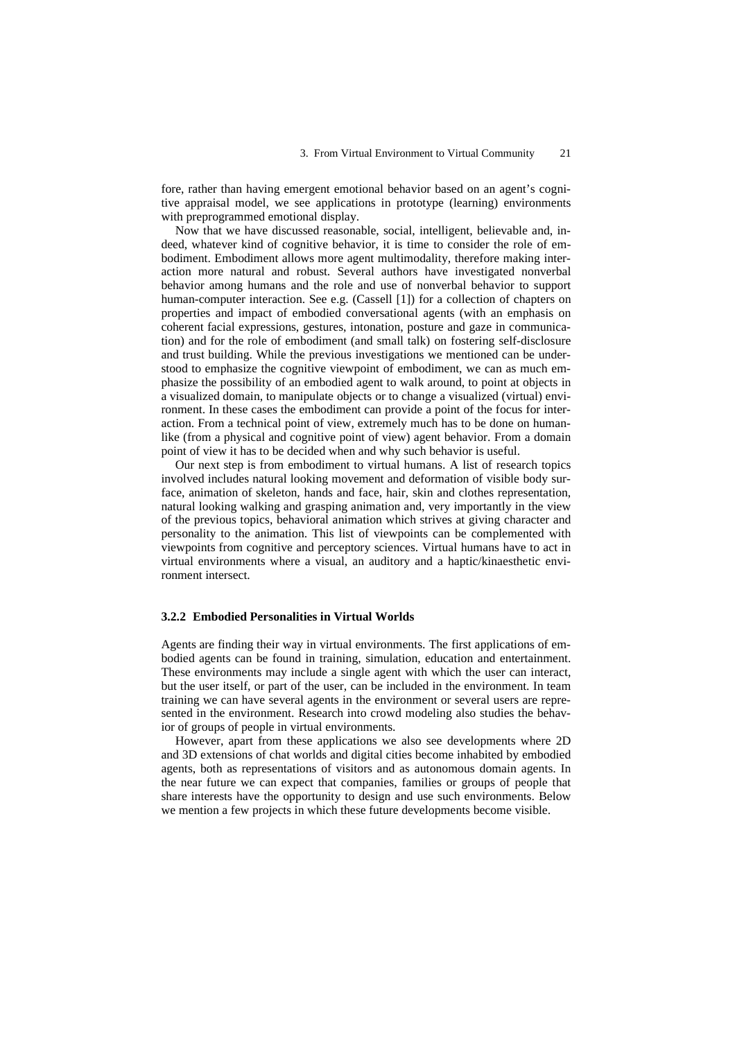fore, rather than having emergent emotional behavior based on an agent's cognitive appraisal model, we see applications in prototype (learning) environments with preprogrammed emotional display.

Now that we have discussed reasonable, social, intelligent, believable and, indeed, whatever kind of cognitive behavior, it is time to consider the role of embodiment. Embodiment allows more agent multimodality, therefore making interaction more natural and robust. Several authors have investigated nonverbal behavior among humans and the role and use of nonverbal behavior to support human-computer interaction. See e.g. (Cassell [1]) for a collection of chapters on properties and impact of embodied conversational agents (with an emphasis on coherent facial expressions, gestures, intonation, posture and gaze in communication) and for the role of embodiment (and small talk) on fostering self-disclosure and trust building. While the previous investigations we mentioned can be understood to emphasize the cognitive viewpoint of embodiment, we can as much emphasize the possibility of an embodied agent to walk around, to point at objects in a visualized domain, to manipulate objects or to change a visualized (virtual) environment. In these cases the embodiment can provide a point of the focus for interaction. From a technical point of view, extremely much has to be done on humanlike (from a physical and cognitive point of view) agent behavior. From a domain point of view it has to be decided when and why such behavior is useful.

Our next step is from embodiment to virtual humans. A list of research topics involved includes natural looking movement and deformation of visible body surface, animation of skeleton, hands and face, hair, skin and clothes representation, natural looking walking and grasping animation and, very importantly in the view of the previous topics, behavioral animation which strives at giving character and personality to the animation. This list of viewpoints can be complemented with viewpoints from cognitive and perceptory sciences. Virtual humans have to act in virtual environments where a visual, an auditory and a haptic/kinaesthetic environment intersect.

### 3.2.2 Embodied Personalities in Virtual Worlds

Agents are finding their way in virtual environments. The first applications of embodied agents can be found in training, simulation, education and entertainment. These environments may include a single agent with which the user can interact, but the user itself, or part of the user, can be included in the environment. In team training we can have several agents in the environment or several users are represented in the environment. Research into crowd modeling also studies the behavior of groups of people in virtual environments.

However, apart from these applications we also see developments where 2D and 3D extensions of chat worlds and digital cities become inhabited by embodied agents, both as representations of visitors and as autonomous domain agents. In the near future we can expect that companies, families or groups of people that share interests have the opportunity to design and use such environments. Below we mention a few projects in which these future developments become visible.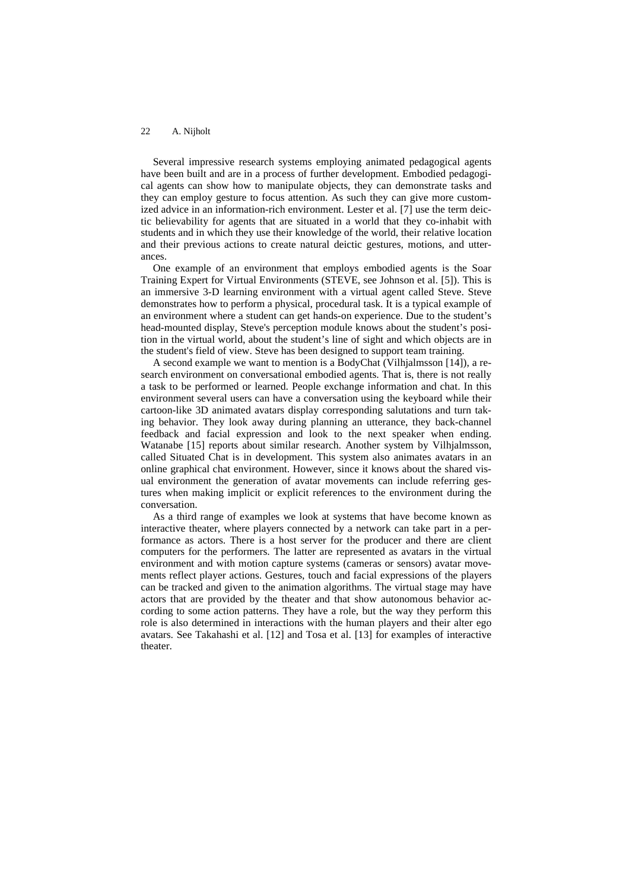Several impressive research systems employing animated pedagogical agents have been built and are in a process of further development. Embodied pedagogical agents can show how to manipulate objects, they can demonstrate tasks and they can employ gesture to focus attention. As such they can give more customized advice in an information-rich environment. Lester et al. [7] use the term deictic believability for agents that are situated in a world that they co-inhabit with students and in which they use their knowledge of the world, their relative location and their previous actions to create natural deictic gestures, motions, and utterances.

One example of an environment that employs embodied agents is the Soar Training Expert for Virtual Environments (STEVE, see Johnson et al. [5]). This is an immersive 3-D learning environment with a virtual agent called Steve. Steve demonstrates how to perform a physical, procedural task. It is a typical example of an environment where a student can get hands-on experience. Due to the student's head-mounted display, Steve's perception module knows about the student's position in the virtual world, about the student's line of sight and which objects are in the student's field of view. Steve has been designed to support team training.

A second example we want to mention is a BodyChat (Vilhjalmsson [14]), a research environment on conversational embodied agents. That is, there is not really a task to be performed or learned. People exchange information and chat. In this environment several users can have a conversation using the keyboard while their cartoon-like 3D animated avatars display corresponding salutations and turn taking behavior. They look away during planning an utterance, they back-channel feedback and facial expression and look to the next speaker when ending. Watanabe [15] reports about similar research. Another system by Vilhjalmsson, called Situated Chat is in development. This system also animates avatars in an online graphical chat environment. However, since it knows about the shared visual environment the generation of avatar movements can include referring gestures when making implicit or explicit references to the environment during the conversation.

As a third range of examples we look at systems that have become known as interactive theater, where players connected by a network can take part in a performance as actors. There is a host server for the producer and there are client computers for the performers. The latter are represented as avatars in the virtual environment and with motion capture systems (cameras or sensors) avatar movements reflect player actions. Gestures, touch and facial expressions of the players can be tracked and given to the animation algorithms. The virtual stage may have actors that are provided by the theater and that show autonomous behavior according to some action patterns. They have a role, but the way they perform this role is also determined in interactions with the human players and their alter ego avatars. See Takahashi et al. [12] and Tosa et al. [13] for examples of interactive theater.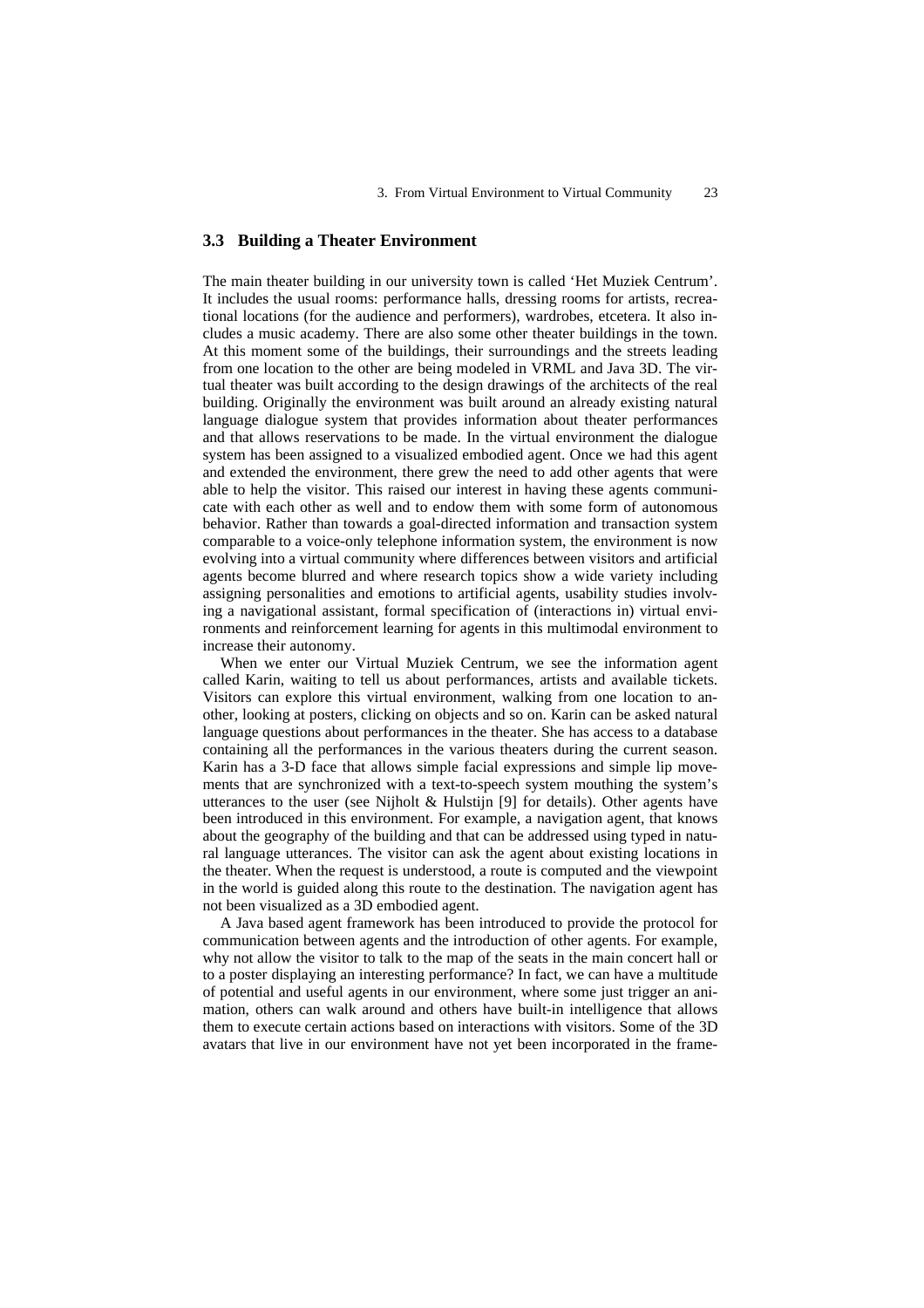## 3.3 Building a Theater Environment

The main theater building in our university town is called 'Het Muziek Centrum'. It includes the usual rooms: performance halls, dressing rooms for artists, recreational locations (for the audience and performers), wardrobes, etcetera. It also includes a music academy. There are also some other theater buildings in the town. At this moment some of the buildings, their surroundings and the streets leading from one location to the other are being modeled in VRML and Java 3D. The virtual theater was built according to the design drawings of the architects of the real building. Originally the environment was built around an already existing natural language dialogue system that provides information about theater performances and that allows reservations to be made. In the virtual environment the dialogue system has been assigned to a visualized embodied agent. Once we had this agent and extended the environment, there grew the need to add other agents that were able to help the visitor. This raised our interest in having these agents communicate with each other as well and to endow them with some form of autonomous behavior. Rather than towards a goal-directed information and transaction system comparable to a voice-only telephone information system, the environment is now evolving into a virtual community where differences between visitors and artificial agents become blurred and where research topics show a wide variety including assigning personalities and emotions to artificial agents, usability studies involving a navigational assistant, formal specification of (interactions in) virtual environments and reinforcement learning for agents in this multimodal environment to increase their autonomy.

When we enter our Virtual Muziek Centrum, we see the information agent called Karin, waiting to tell us about performances, artists and available tickets. Visitors can explore this virtual environment, walking from one location to another, looking at posters, clicking on objects and so on. Karin can be asked natural language questions about performances in the theater. She has access to a database containing all the performances in the various theaters during the current season. Karin has a 3-D face that allows simple facial expressions and simple lip movements that are synchronized with a text-to-speech system mouthing the system's utterances to the user (see Nijholt & Hulstijn [9] for details). Other agents have been introduced in this environment. For example, a navigation agent, that knows about the geography of the building and that can be addressed using typed in natural language utterances. The visitor can ask the agent about existing locations in the theater. When the request is understood, a route is computed and the viewpoint in the world is guided along this route to the destination. The navigation agent has not been visualized as a 3D embodied agent.

A Java based agent framework has been introduced to provide the protocol for communication between agents and the introduction of other agents. For example, why not allow the visitor to talk to the map of the seats in the main concert hall or to a poster displaying an interesting performance? In fact, we can have a multitude of potential and useful agents in our environment, where some just trigger an animation, others can walk around and others have built-in intelligence that allows them to execute certain actions based on interactions with visitors. Some of the 3D avatars that live in our environment have not yet been incorporated in the frame-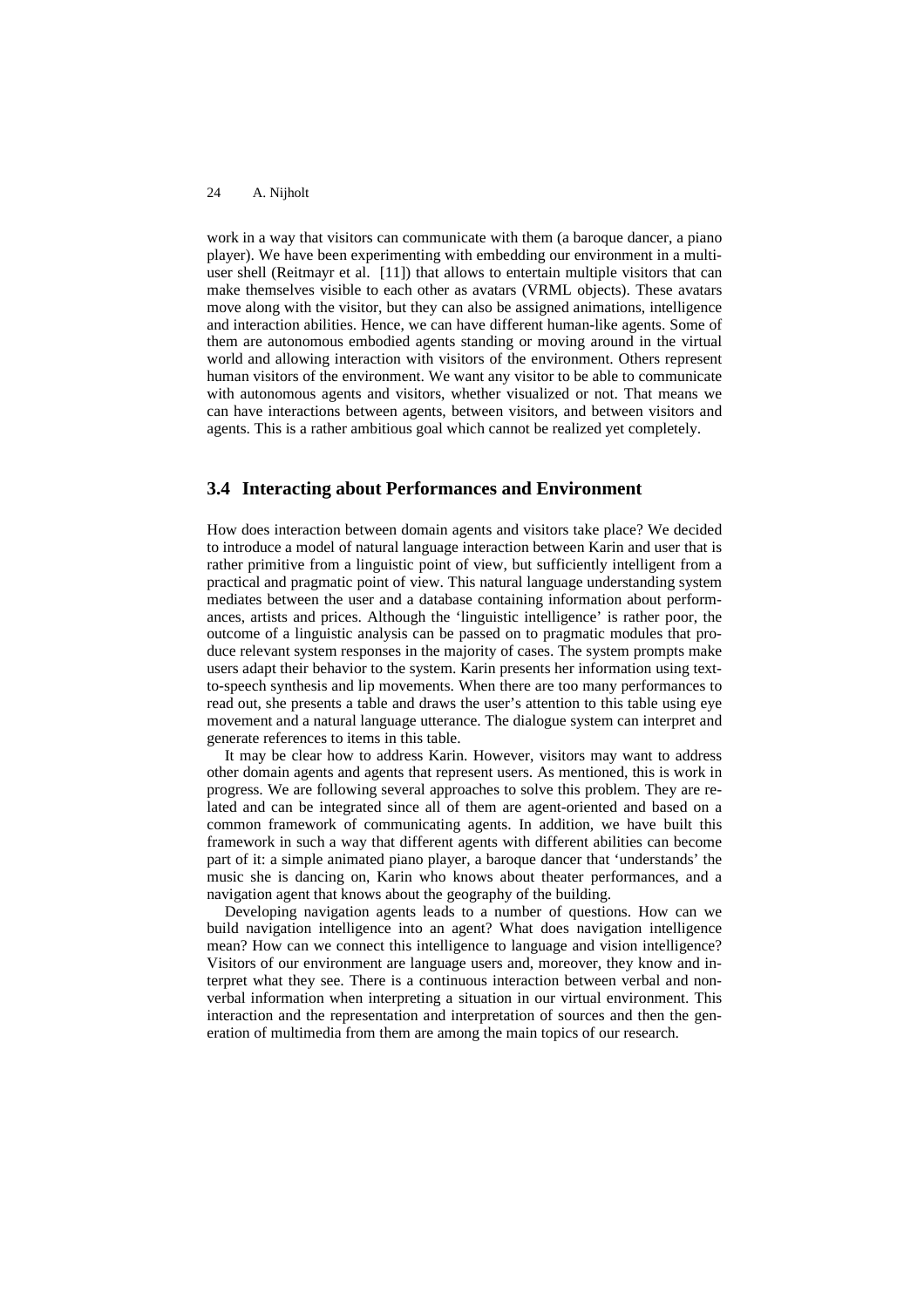work in a way that visitors can communicate with them (a baroque dancer, a piano player). We have been experimenting with embedding our environment in a multi-user shell (Reitmayr et al. [11]) that allows to entertain multiple visitors that can make themselves visible to each other as avatars (VRML objects). These avatars move along with the visitor, but they can also be assigned animations, intelligence and interaction abilities. Hence, we can have different human-like agents. Some of them are autonomous embodied agents standing or moving around in the virtual world and allowing interaction with visitors of the environment. Others represent human visitors of the environment. We want any visitor to be able to communicate with autonomous agents and visitors, whether visualized or not. That means we can have interactions between agents, between visitors, and between visitors and agents. This is a rather ambitious goal which cannot be realized yet completely.

### 3.4 Interacting about Performances and Environment

How does interaction between domain agents and visitors take place? We decided to introduce a model of natural language interaction between Karin and user that is rather primitive from a linguistic point of view, but sufficiently intelligent from a practical and pragmatic point of view. This natural language understanding system mediates between the user and a database containing information about performances, artists and prices. Although the 'linguistic intelligence' is rather poor, the outcome of a linguistic analysis can be passed on to pragmatic modules that produce relevant system responses in the majority of cases. The system prompts make users adapt their behavior to the system. Karin presents her information using text-to-speech synthesis and lip movements. When there are too many performances to read out, she presents a table and draws the user's attention to this table using eye movement and a natural language utterance. The dialogue system can interpret and generate references to items in this table.

It may be clear how to address Karin. However, visitors may want to address other domain agents and agents that represent users. As mentioned, this is work in progress. We are following several approaches to solve this problem. They are related and can be integrated since all of them are agent-oriented and based on a common framework of communicating agents. In addition, we have built this framework in such a way that different agents with different abilities can become part of it: a simple animated piano player, a baroque dancer that 'understands' the music she is dancing on, Karin who knows about theater performances, and a navigation agent that knows about the geography of the building.

Developing navigation agents leads to a number of questions. How can we build navigation intelligence into an agent? What does navigation intelligence mean? How can we connect this intelligence to language and vision intelligence? Visitors of our environment are language users and, moreover, they know and interpret what they see. There is a continuous interaction between verbal and non-verbal information when interpreting a situation in our virtual environment. This interaction and the representation and interpretation of sources and then the generation of multimedia from them are among the main topics of our research.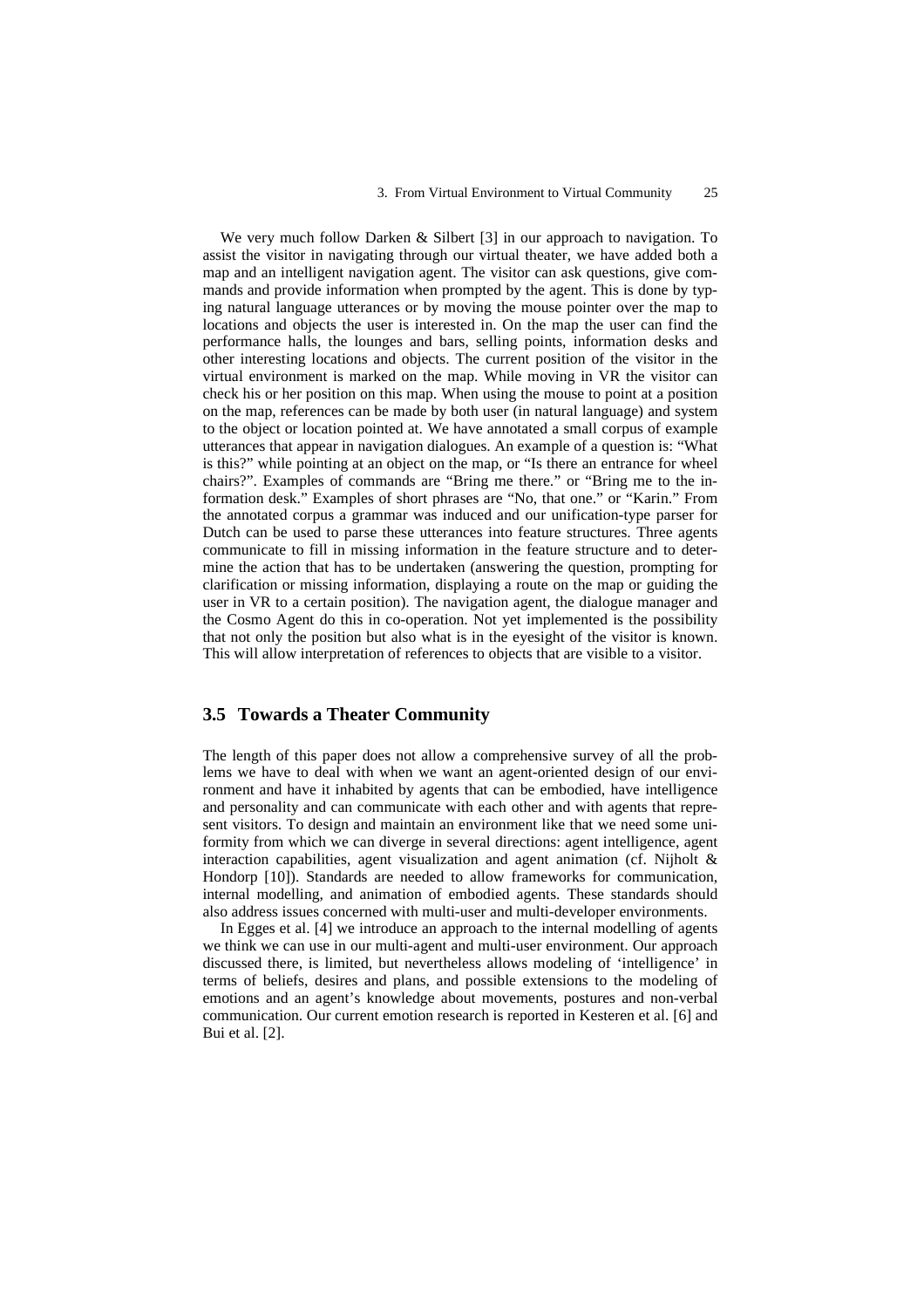We very much follow Darken & Silbert [3] in our approach to navigation. To assist the visitor in navigating through our virtual theater, we have added both a map and an intelligent navigation agent. The visitor can ask questions, give commands and provide information when prompted by the agent. This is done by typing natural language utterances or by moving the mouse pointer over the map to locations and objects the user is interested in. On the map the user can find the performance halls, the lounges and bars, selling points, information desks and other interesting locations and objects. The current position of the visitor in the virtual environment is marked on the map. While moving in VR the visitor can check his or her position on this map. When using the mouse to point at a position on the map, references can be made by both user (in natural language) and system to the object or location pointed at. We have annotated a small corpus of example utterances that appear in navigation dialogues. An example of a question is: "What is this?" while pointing at an object on the map, or "Is there an entrance for wheel chairs?". Examples of commands are "Bring me there." or "Bring me to the information desk." Examples of short phrases are "No, that one." or "Karin." From the annotated corpus a grammar was induced and our unification-type parser for Dutch can be used to parse these utterances into feature structures. Three agents communicate to fill in missing information in the feature structure and to determine the action that has to be undertaken (answering the question, prompting for clarification or missing information, displaying a route on the map or guiding the user in VR to a certain position). The navigation agent, the dialogue manager and the Cosmo Agent do this in co-operation. Not yet implemented is the possibility that not only the position but also what is in the eyesight of the visitor is known. This will allow interpretation of references to objects that are visible to a visitor.

## 3.5 Towards a Theater Community

The length of this paper does not allow a comprehensive survey of all the problems we have to deal with when we want an agent-oriented design of our environment and have it inhabited by agents that can be embodied, have intelligence and personality and can communicate with each other and with agents that represent visitors. To design and maintain an environment like that we need some uniformity from which we can diverge in several directions: agent intelligence, agent interaction capabilities, agent visualization and agent animation (cf. Nijholt & Hondorp [10]). Standards are needed to allow frameworks for communication, internal modelling, and animation of embodied agents. These standards should also address issues concerned with multi-user and multi-developer environments.

In Egges et al. [4] we introduce an approach to the internal modelling of agents we think we can use in our multi-agent and multi-user environment. Our approach discussed there, is limited, but nevertheless allows modeling of 'intelligence' in terms of beliefs, desires and plans, and possible extensions to the modeling of emotions and an agent's knowledge about movements, postures and non-verbal communication. Our current emotion research is reported in Kesteren et al. [6] and Bui et al. [2].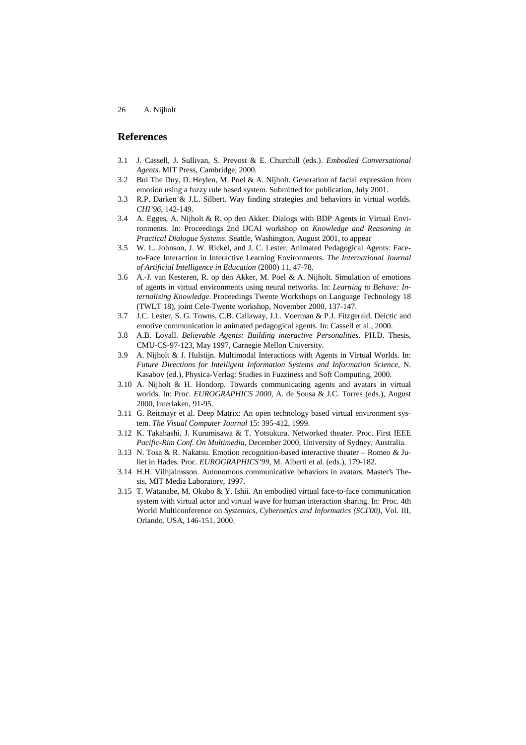## References

3.1 J. Cassell, J. Sullivan, S. Prevost & E. Churchill (eds.). *Embodied Conversational Agents*. MIT Press, Cambridge, 2000.

3.2 Bui The Duy, D. Heylen, M. Poel & A. Nijholt. Generation of facial expression from emotion using a fuzzy rule based system. Submitted for publication, July 2001.

3.3 R.P. Darken & J.L. Silbert. Way finding strategies and behaviors in virtual worlds. *CHI'96*, 142-149.

3.4 A. Egges, A. Nijholt & R. op den Akker. Dialogs with BDP Agents in Virtual Environments. In: Proceedings 2nd IJCAI workshop on *Knowledge and Reasoning in Practical Dialogue Systems*. Seattle, Washington, August 2001, to appear

3.5 W. L. Johnson, J. W. Rickel, and J. C. Lester. Animated Pedagogical Agents: Face-to-Face Interaction in Interactive Learning Environments. *The International Journal of Artificial Intelligence in Education* (2000) 11, 47-78.

3.6 A.-J. van Kesteren, R. op den Akker, M. Poel & A. Nijholt. Simulation of emotions of agents in virtual environments using neural networks. In: *Learning to Behave: Internalising Knowledge*. Proceedings Twente Workshops on Language Technology 18 (TWLT 18), joint Cele-Twente workshop, November 2000, 137-147.

3.7 J.C. Lester, S. G. Towns, C.B. Callaway, J.L. Voerman & P.J. Fitzgerald. Deictic and emotive communication in animated pedagogical agents. In: Cassell et al., 2000.

3.8 A.B. Loyall. *Believable Agents: Building interactive Personalities*. PH.D. Thesis, CMU-CS-97-123, May 1997, Carnegie Mellon University.

3.9 A. Nijholt & J. Hulstijn. Multimodal Interactions with Agents in Virtual Worlds. In: *Future Directions for Intelligent Information Systems and Information Science*, N. Kasabov (ed.), Physica-Verlag: Studies in Fuzziness and Soft Computing, 2000.

3.10 A. Nijholt & H. Hondorp. Towards communicating agents and avatars in virtual worlds. In: Proc. *EUROGRAPHICS 2000*, A. de Sousa & J.C. Torres (eds.), August 2000, Interlaken, 91-95.

3.11 G. Reitmayr et al. Deep Matrix: An open technology based virtual environment system. *The Visual Computer Journal* 15: 395-412, 1999.

3.12 K. Takahashi, J. Kurumisawa & T. Yotsukura. Networked theater. Proc. First IEEE *Pacific-Rim Conf. On Multimedia*, December 2000, University of Sydney, Australia.

3.13 N. Tosa & R. Nakatsu. Emotion recognition-based interactive theater – Romeo & Juliet in Hades. Proc. *EUROGRAPHICS'99*, M. Alberti et al. (eds.), 179-182.

3.14 H.H. Vilhjalmsson. Autonomous communicative behaviors in avatars. Master's Thesis, MIT Media Laboratory, 1997.

3.15 T. Watanabe, M. Okubo & Y. Ishii. An embodied virtual face-to-face communication system with virtual actor and virtual wave for human interaction sharing. In: Proc. 4th World Multiconference on *Systemics, Cybernetics and Informatics (SCI'00)*, Vol. III, Orlando, USA, 146-151, 2000.